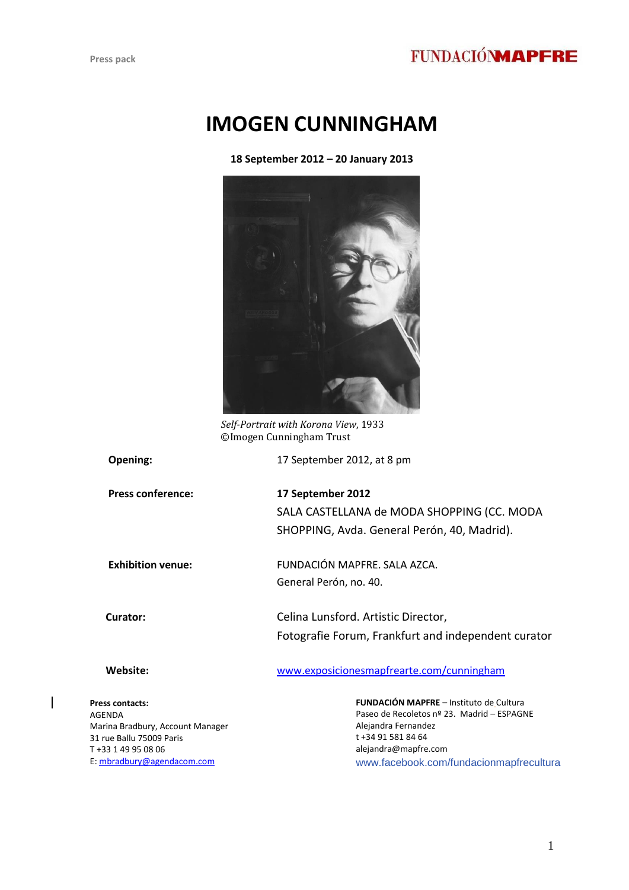Press pack

FUNDACIÓN MAPFRE

# IMOGEN CUNNINGHAM

**18 September 2012 – 20 January 2013**

*Self-Portrait with Korona View*, 1933
©Imogen Cunningham Trust

| | |
|---|---|
| **Opening:** | 17 September 2012, at 8 pm |
| **Press conference:** | **17 September 2012** SALA CASTELLANA de MODA SHOPPING (CC. MODA SHOPPING, Avda. General Perón, 40, Madrid). |
| **Exhibition venue:** | FUNDACIÓN MAPFRE. SALA AZCA. General Perón, no. 40. |
| **Curator:** | Celina Lunsford. Artistic Director, Fotografie Forum, Frankfurt and independent curator |
| **Website:** | www.exposicionesmapfrearte.com/cunningham |

**Press contacts:**
AGENDA
Marina Bradbury, Account Manager
31 rue Ballu 75009 Paris
T +33 1 49 95 08 06
E: mbradbury@agendacom.com

**FUNDACIÓN MAPFRE** – Instituto de Cultura
Paseo de Recoletos nº 23. Madrid – ESPAGNE
Alejandra Fernandez
t +34 91 581 84 64
alejandra@mapfre.com
www.facebook.com/fundacionmapfrecultura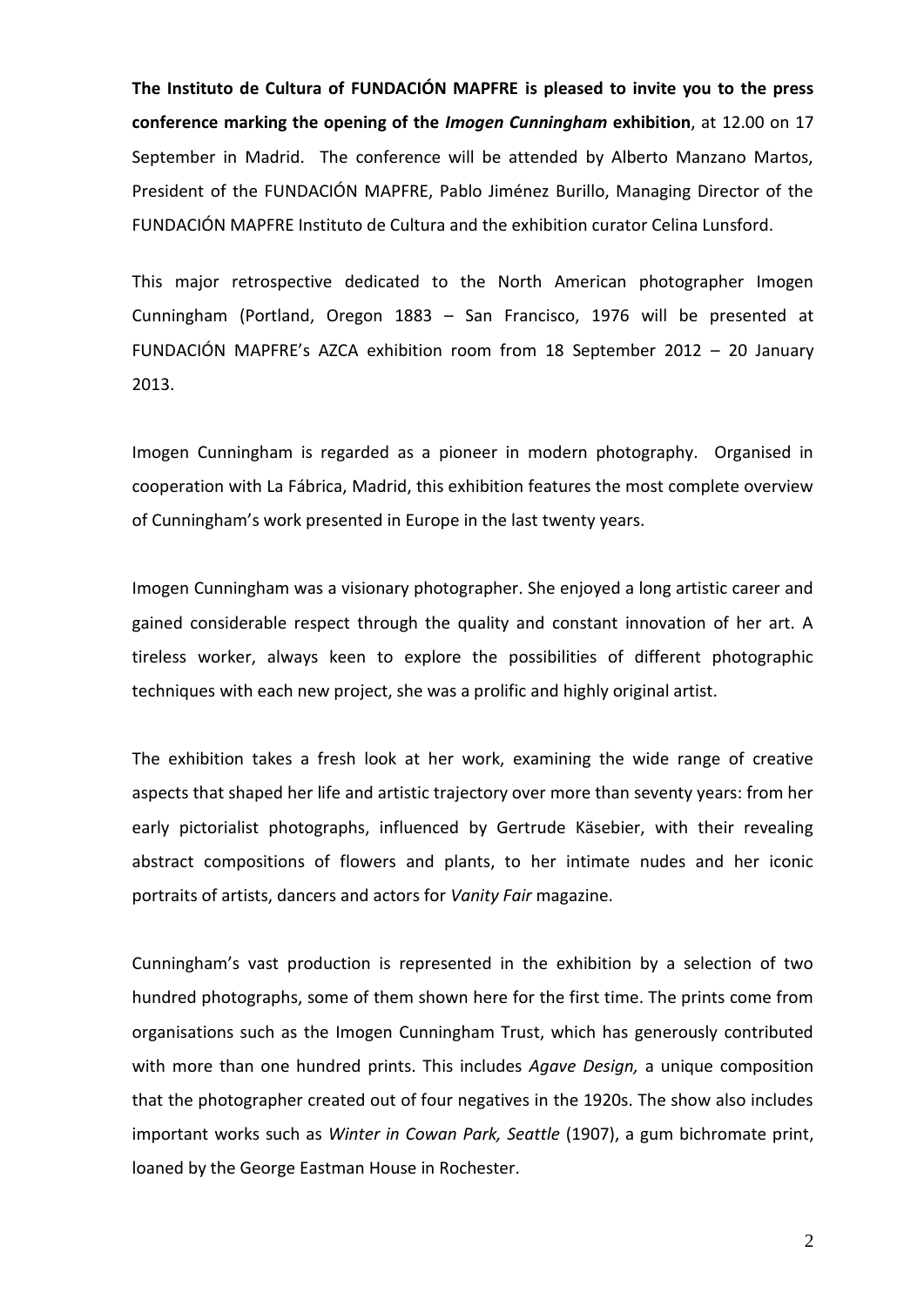**The Instituto de Cultura of FUNDACIÓN MAPFRE is pleased to invite you to the press conference marking the opening of the *Imogen Cunningham* exhibition**, at 12.00 on 17 September in Madrid. The conference will be attended by Alberto Manzano Martos, President of the FUNDACIÓN MAPFRE, Pablo Jiménez Burillo, Managing Director of the FUNDACIÓN MAPFRE Instituto de Cultura and the exhibition curator Celina Lunsford.

This major retrospective dedicated to the North American photographer Imogen Cunningham (Portland, Oregon 1883 – San Francisco, 1976 will be presented at FUNDACIÓN MAPFRE's AZCA exhibition room from 18 September 2012 – 20 January 2013.

Imogen Cunningham is regarded as a pioneer in modern photography. Organised in cooperation with La Fábrica, Madrid, this exhibition features the most complete overview of Cunningham's work presented in Europe in the last twenty years.

Imogen Cunningham was a visionary photographer. She enjoyed a long artistic career and gained considerable respect through the quality and constant innovation of her art. A tireless worker, always keen to explore the possibilities of different photographic techniques with each new project, she was a prolific and highly original artist.

The exhibition takes a fresh look at her work, examining the wide range of creative aspects that shaped her life and artistic trajectory over more than seventy years: from her early pictorialist photographs, influenced by Gertrude Käsebier, with their revealing abstract compositions of flowers and plants, to her intimate nudes and her iconic portraits of artists, dancers and actors for *Vanity Fair* magazine.

Cunningham's vast production is represented in the exhibition by a selection of two hundred photographs, some of them shown here for the first time. The prints come from organisations such as the Imogen Cunningham Trust, which has generously contributed with more than one hundred prints. This includes *Agave Design,* a unique composition that the photographer created out of four negatives in the 1920s. The show also includes important works such as *Winter in Cowan Park, Seattle* (1907), a gum bichromate print, loaned by the George Eastman House in Rochester.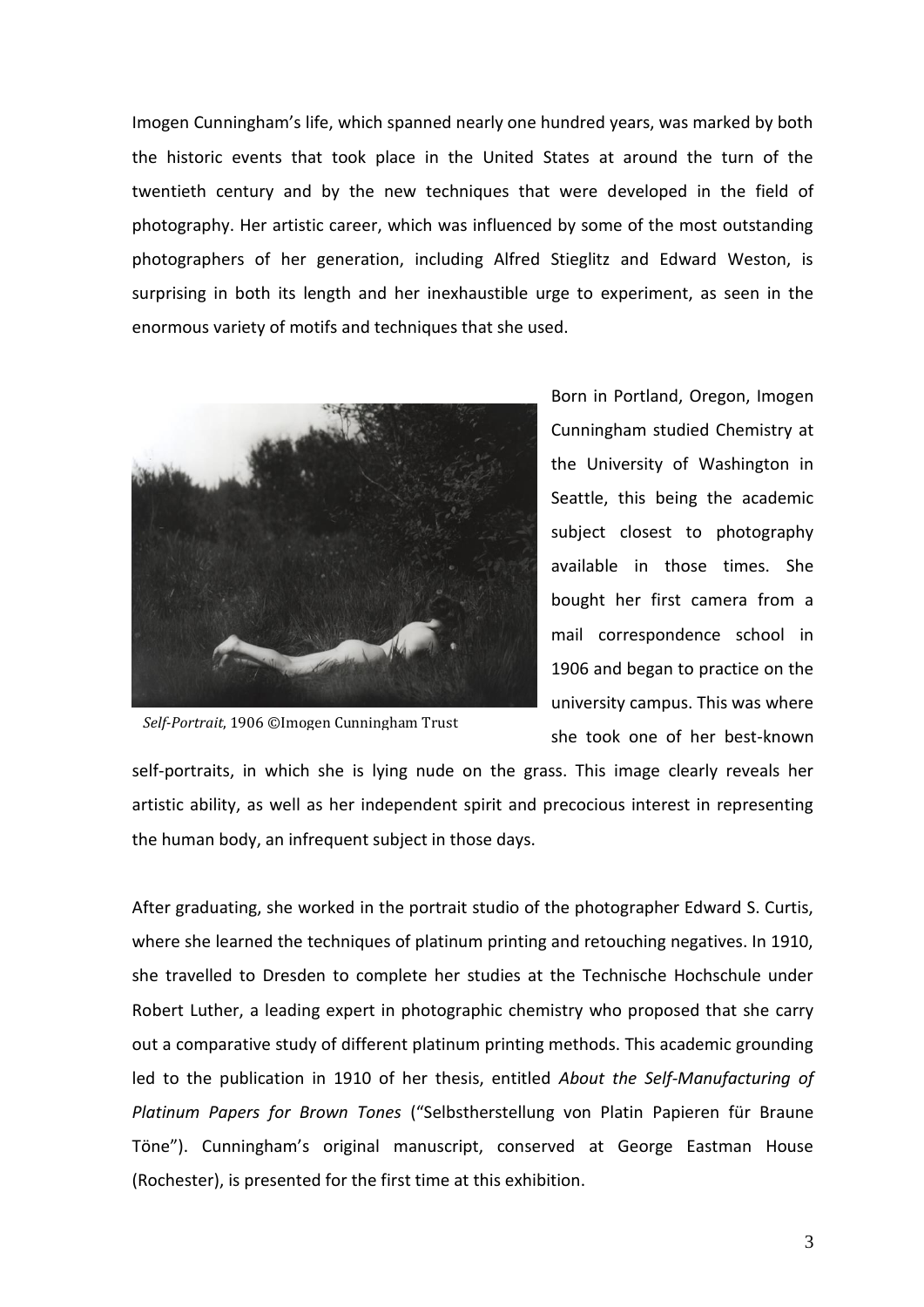Imogen Cunningham's life, which spanned nearly one hundred years, was marked by both the historic events that took place in the United States at around the turn of the twentieth century and by the new techniques that were developed in the field of photography. Her artistic career, which was influenced by some of the most outstanding photographers of her generation, including Alfred Stieglitz and Edward Weston, is surprising in both its length and her inexhaustible urge to experiment, as seen in the enormous variety of motifs and techniques that she used.

*Self-Portrait*, 1906 ©Imogen Cunningham Trust

Born in Portland, Oregon, Imogen Cunningham studied Chemistry at the University of Washington in Seattle, this being the academic subject closest to photography available in those times. She bought her first camera from a mail correspondence school in 1906 and began to practice on the university campus. This was where she took one of her best-known self-portraits, in which she is lying nude on the grass. This image clearly reveals her artistic ability, as well as her independent spirit and precocious interest in representing the human body, an infrequent subject in those days.

After graduating, she worked in the portrait studio of the photographer Edward S. Curtis, where she learned the techniques of platinum printing and retouching negatives. In 1910, she travelled to Dresden to complete her studies at the Technische Hochschule under Robert Luther, a leading expert in photographic chemistry who proposed that she carry out a comparative study of different platinum printing methods. This academic grounding led to the publication in 1910 of her thesis, entitled *About the Self-Manufacturing of Platinum Papers for Brown Tones* ("Selbstherstellung von Platin Papieren für Braune Töne"). Cunningham's original manuscript, conserved at George Eastman House (Rochester), is presented for the first time at this exhibition.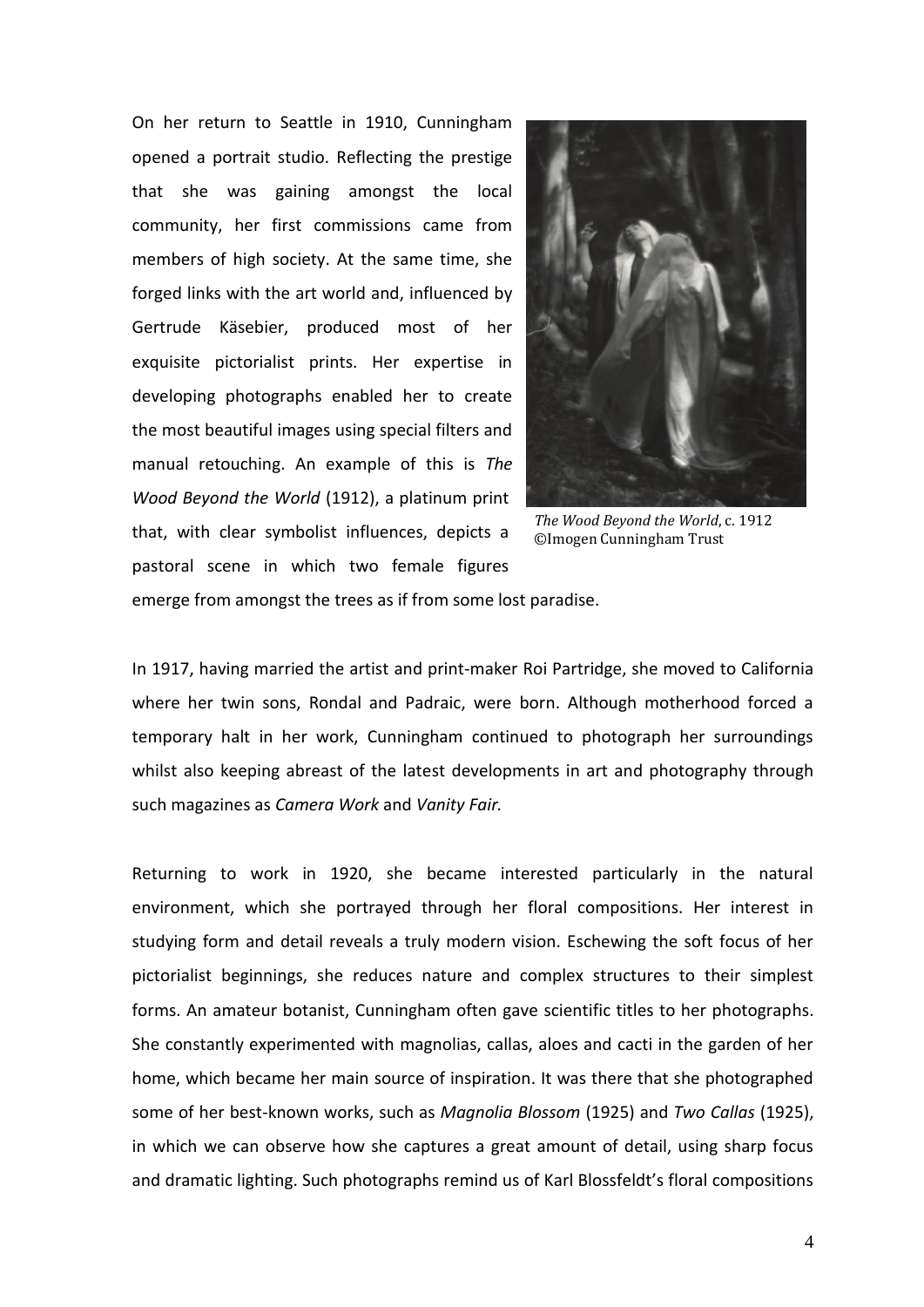On her return to Seattle in 1910, Cunningham opened a portrait studio. Reflecting the prestige that she was gaining amongst the local community, her first commissions came from members of high society. At the same time, she forged links with the art world and, influenced by Gertrude Käsebier, produced most of her exquisite pictorialist prints. Her expertise in developing photographs enabled her to create the most beautiful images using special filters and manual retouching. An example of this is *The Wood Beyond the World* (1912), a platinum print that, with clear symbolist influences, depicts a pastoral scene in which two female figures emerge from amongst the trees as if from some lost paradise.

*The Wood Beyond the World*, c. 1912
©Imogen Cunningham Trust

In 1917, having married the artist and print-maker Roi Partridge, she moved to California where her twin sons, Rondal and Padraic, were born. Although motherhood forced a temporary halt in her work, Cunningham continued to photograph her surroundings whilst also keeping abreast of the latest developments in art and photography through such magazines as *Camera Work* and *Vanity Fair.*

Returning to work in 1920, she became interested particularly in the natural environment, which she portrayed through her floral compositions. Her interest in studying form and detail reveals a truly modern vision. Eschewing the soft focus of her pictorialist beginnings, she reduces nature and complex structures to their simplest forms. An amateur botanist, Cunningham often gave scientific titles to her photographs. She constantly experimented with magnolias, callas, aloes and cacti in the garden of her home, which became her main source of inspiration. It was there that she photographed some of her best-known works, such as *Magnolia Blossom* (1925) and *Two Callas* (1925), in which we can observe how she captures a great amount of detail, using sharp focus and dramatic lighting. Such photographs remind us of Karl Blossfeldt's floral compositions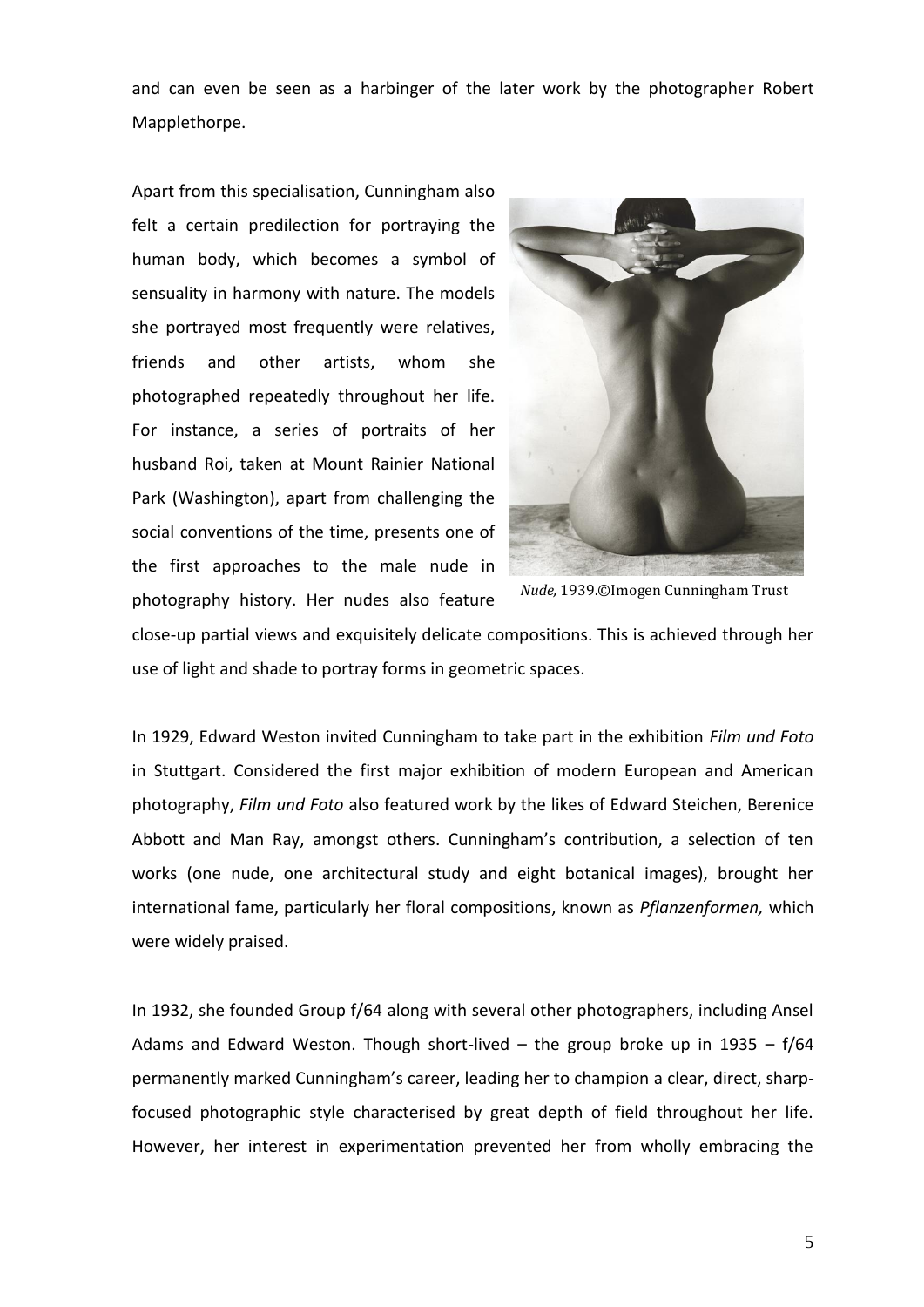and can even be seen as a harbinger of the later work by the photographer Robert Mapplethorpe.

Apart from this specialisation, Cunningham also felt a certain predilection for portraying the human body, which becomes a symbol of sensuality in harmony with nature. The models she portrayed most frequently were relatives, friends and other artists, whom she photographed repeatedly throughout her life. For instance, a series of portraits of her husband Roi, taken at Mount Rainier National Park (Washington), apart from challenging the social conventions of the time, presents one of the first approaches to the male nude in photography history. Her nudes also feature close-up partial views and exquisitely delicate compositions. This is achieved through her use of light and shade to portray forms in geometric spaces.

*Nude,* 1939.©Imogen Cunningham Trust

In 1929, Edward Weston invited Cunningham to take part in the exhibition *Film und Foto* in Stuttgart. Considered the first major exhibition of modern European and American photography, *Film und Foto* also featured work by the likes of Edward Steichen, Berenice Abbott and Man Ray, amongst others. Cunningham's contribution, a selection of ten works (one nude, one architectural study and eight botanical images), brought her international fame, particularly her floral compositions, known as *Pflanzenformen,* which were widely praised.

In 1932, she founded Group f/64 along with several other photographers, including Ansel Adams and Edward Weston. Though short-lived – the group broke up in 1935 – f/64 permanently marked Cunningham's career, leading her to champion a clear, direct, sharp-focused photographic style characterised by great depth of field throughout her life. However, her interest in experimentation prevented her from wholly embracing the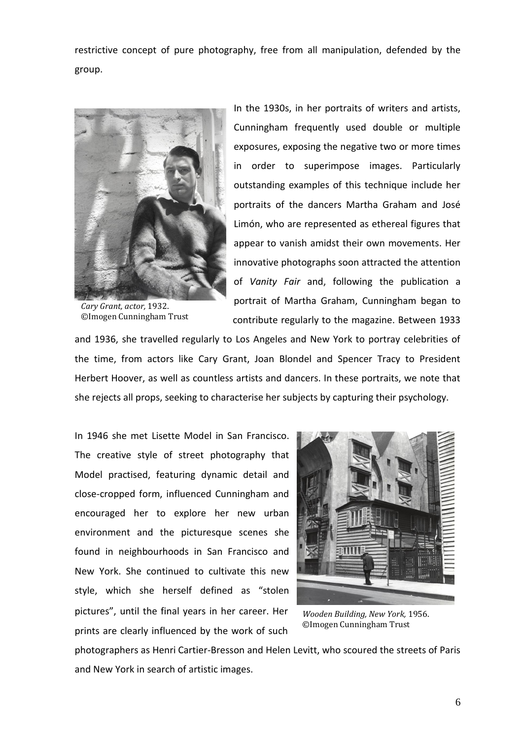restrictive concept of pure photography, free from all manipulation, defended by the group.

*Cary Grant, actor,* 1932.
©Imogen Cunningham Trust

In the 1930s, in her portraits of writers and artists, Cunningham frequently used double or multiple exposures, exposing the negative two or more times in order to superimpose images. Particularly outstanding examples of this technique include her portraits of the dancers Martha Graham and José Limón, who are represented as ethereal figures that appear to vanish amidst their own movements. Her innovative photographs soon attracted the attention of *Vanity Fair* and, following the publication a portrait of Martha Graham, Cunningham began to contribute regularly to the magazine. Between 1933 and 1936, she travelled regularly to Los Angeles and New York to portray celebrities of the time, from actors like Cary Grant, Joan Blondel and Spencer Tracy to President Herbert Hoover, as well as countless artists and dancers. In these portraits, we note that she rejects all props, seeking to characterise her subjects by capturing their psychology.

In 1946 she met Lisette Model in San Francisco. The creative style of street photography that Model practised, featuring dynamic detail and close-cropped form, influenced Cunningham and encouraged her to explore her new urban environment and the picturesque scenes she found in neighbourhoods in San Francisco and New York. She continued to cultivate this new style, which she herself defined as "stolen pictures", until the final years in her career. Her prints are clearly influenced by the work of such photographers as Henri Cartier-Bresson and Helen Levitt, who scoured the streets of Paris and New York in search of artistic images.

*Wooden Building, New York,* 1956.
©Imogen Cunningham Trust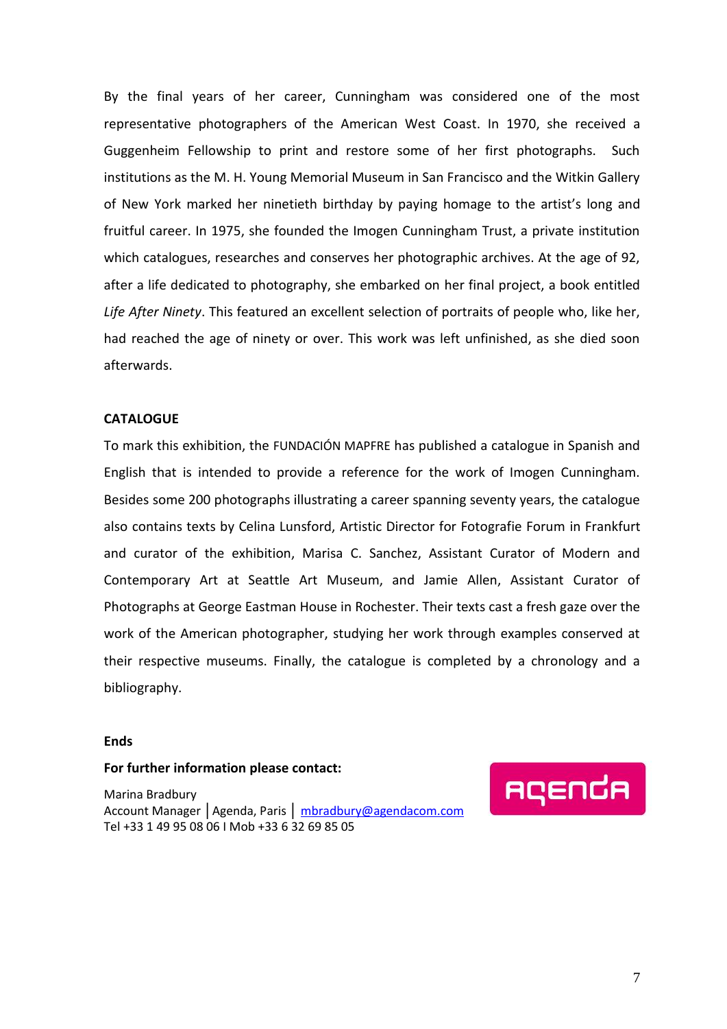By the final years of her career, Cunningham was considered one of the most representative photographers of the American West Coast. In 1970, she received a Guggenheim Fellowship to print and restore some of her first photographs. Such institutions as the M. H. Young Memorial Museum in San Francisco and the Witkin Gallery of New York marked her ninetieth birthday by paying homage to the artist's long and fruitful career. In 1975, she founded the Imogen Cunningham Trust, a private institution which catalogues, researches and conserves her photographic archives. At the age of 92, after a life dedicated to photography, she embarked on her final project, a book entitled *Life After Ninety*. This featured an excellent selection of portraits of people who, like her, had reached the age of ninety or over. This work was left unfinished, as she died soon afterwards.

**CATALOGUE**

To mark this exhibition, the FUNDACIÓN MAPFRE has published a catalogue in Spanish and English that is intended to provide a reference for the work of Imogen Cunningham. Besides some 200 photographs illustrating a career spanning seventy years, the catalogue also contains texts by Celina Lunsford, Artistic Director for Fotografie Forum in Frankfurt and curator of the exhibition, Marisa C. Sanchez, Assistant Curator of Modern and Contemporary Art at Seattle Art Museum, and Jamie Allen, Assistant Curator of Photographs at George Eastman House in Rochester. Their texts cast a fresh gaze over the work of the American photographer, studying her work through examples conserved at their respective museums. Finally, the catalogue is completed by a chronology and a bibliography.

**Ends**

**For further information please contact:**

Marina Bradbury
Account Manager │Agenda, Paris │ mbradbury@agendacom.com
Tel +33 1 49 95 08 06 I Mob +33 6 32 69 85 05

AGENDA